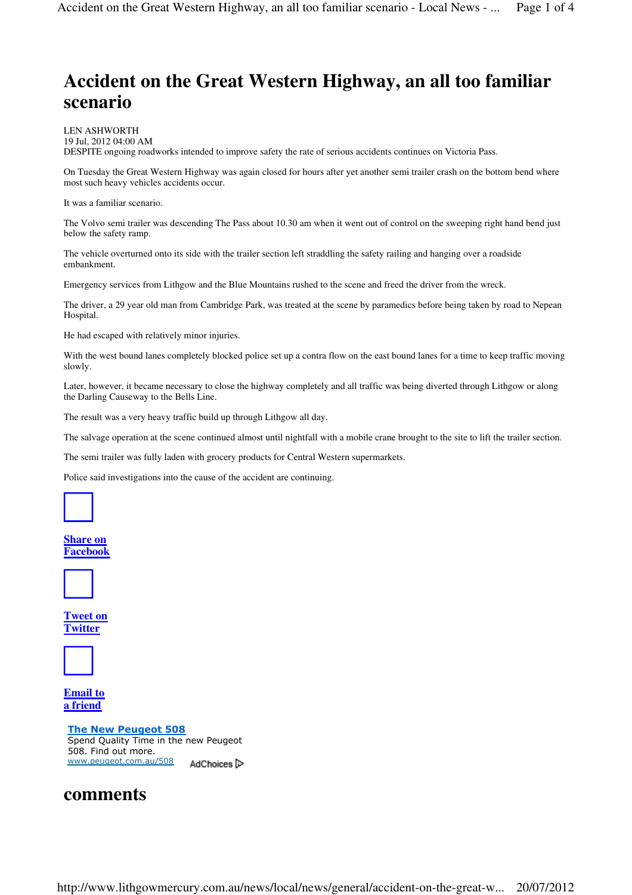# Accident on the Great Western Highway, an all too familiar scenario

LEN ASHWORTH
19 Jul, 2012 04:00 AM
DESPITE ongoing roadworks intended to improve safety the rate of serious accidents continues on Victoria Pass.

On Tuesday the Great Western Highway was again closed for hours after yet another semi trailer crash on the bottom bend where most such heavy vehicles accidents occur.

It was a familiar scenario.

The Volvo semi trailer was descending The Pass about 10.30 am when it went out of control on the sweeping right hand bend just below the safety ramp.

The vehicle overturned onto its side with the trailer section left straddling the safety railing and hanging over a roadside embankment.

Emergency services from Lithgow and the Blue Mountains rushed to the scene and freed the driver from the wreck.

The driver, a 29 year old man from Cambridge Park, was treated at the scene by paramedics before being taken by road to Nepean Hospital.

He had escaped with relatively minor injuries.

With the west bound lanes completely blocked police set up a contra flow on the east bound lanes for a time to keep traffic moving slowly.

Later, however, it became necessary to close the highway completely and all traffic was being diverted through Lithgow or along the Darling Causeway to the Bells Line.

The result was a very heavy traffic build up through Lithgow all day.

The salvage operation at the scene continued almost until nightfall with a mobile crane brought to the site to lift the trailer section.

The semi trailer was fully laden with grocery products for Central Western supermarkets.

Police said investigations into the cause of the accident are continuing.

**Share on Facebook**

**Tweet on Twitter**

**Email to a friend**

**The New Peugeot 508**
Spend Quality Time in the new Peugeot 508. Find out more.
www.peugeot.com.au/508 AdChoices

## comments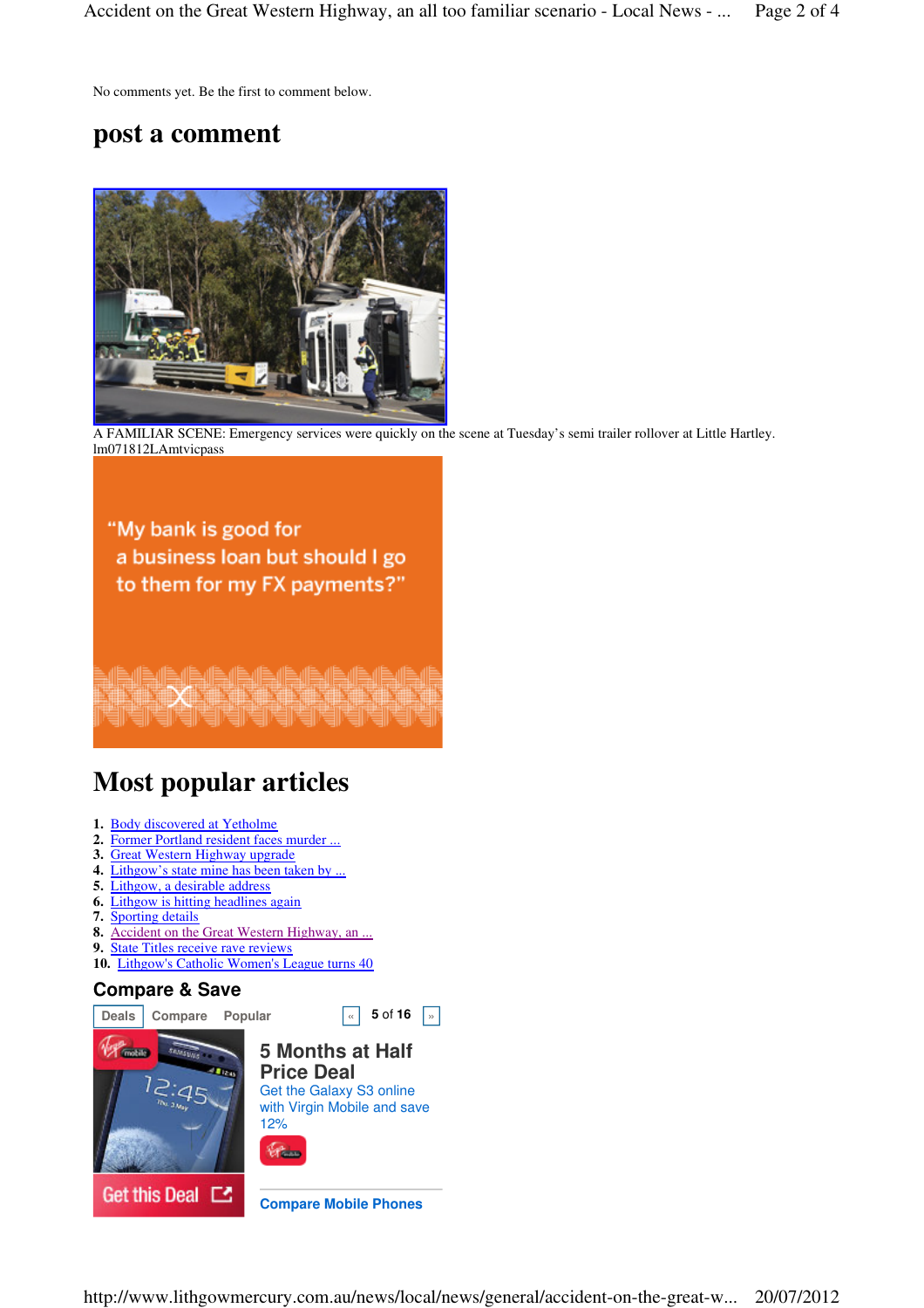No comments yet. Be the first to comment below.

## post a comment

A FAMILIAR SCENE: Emergency services were quickly on the scene at Tuesday's semi trailer rollover at Little Hartley. lm071812LAmtvicpass

"My bank is good for a business loan but should I go to them for my FX payments?"

# Most popular articles

1. Body discovered at Yetholme
2. Former Portland resident faces murder ...
3. Great Western Highway upgrade
4. Lithgow's state mine has been taken by ...
5. Lithgow, a desirable address
6. Lithgow is hitting headlines again
7. Sporting details
8. Accident on the Great Western Highway, an ...
9. State Titles receive rave reviews
10. Lithgow's Catholic Women's League turns 40

## Compare & Save

Deals Compare Popular « 5 of 16 »

### 5 Months at Half Price Deal

Get the Galaxy S3 online with Virgin Mobile and save 12%

Get this Deal

Compare Mobile Phones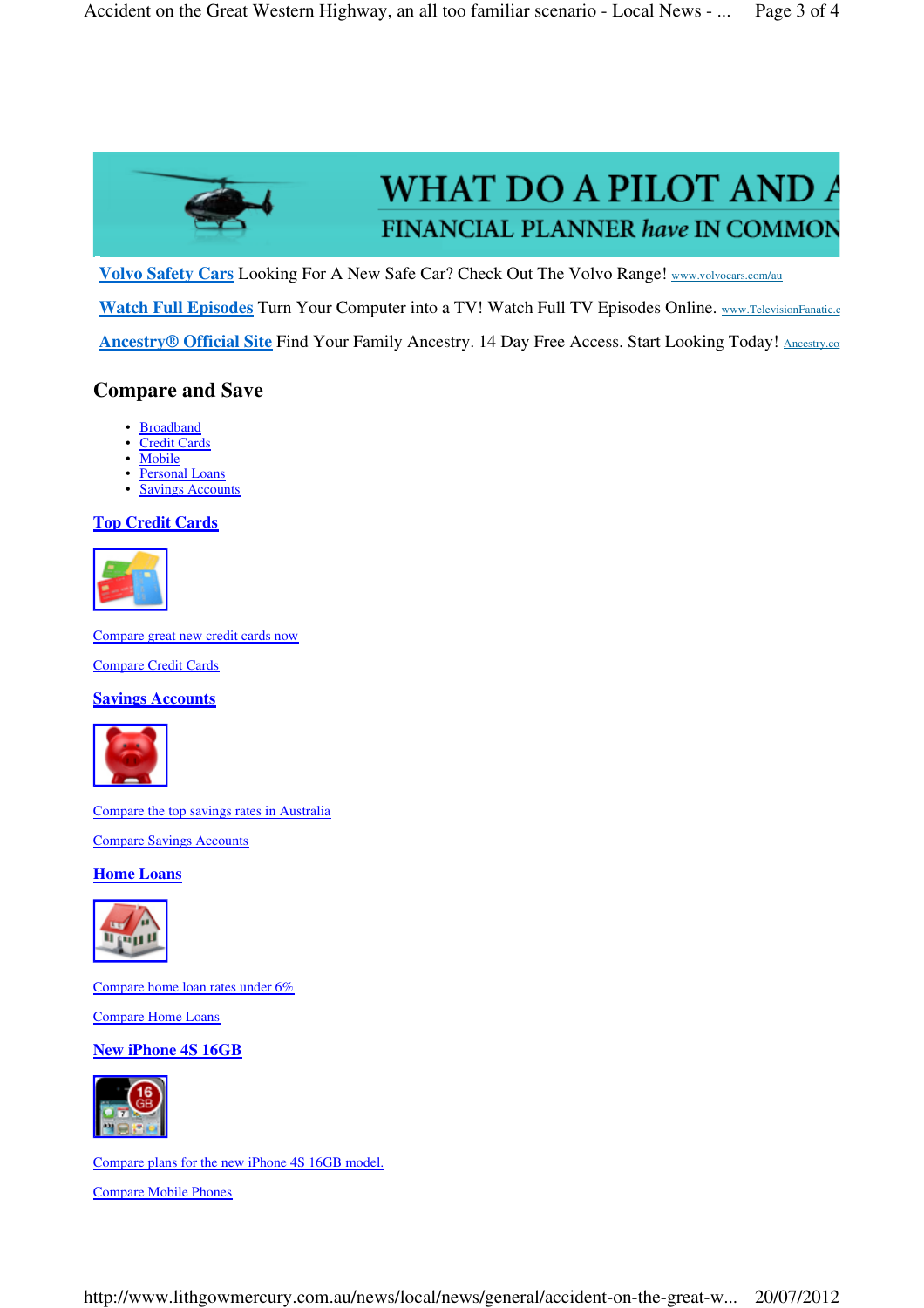WHAT DO A PILOT AND A FINANCIAL PLANNER *have* IN COMMON

**Volvo Safety Cars** Looking For A New Safe Car? Check Out The Volvo Range! www.volvocars.com/au

**Watch Full Episodes** Turn Your Computer into a TV! Watch Full TV Episodes Online. www.TelevisionFanatic.c

**Ancestry® Official Site** Find Your Family Ancestry. 14 Day Free Access. Start Looking Today! Ancestry.co

## Compare and Save

- Broadband
- Credit Cards
- Mobile
- Personal Loans
- Savings Accounts

### Top Credit Cards

Compare great new credit cards now

Compare Credit Cards

### Savings Accounts

Compare the top savings rates in Australia

Compare Savings Accounts

### Home Loans

Compare home loan rates under 6%

Compare Home Loans

### New iPhone 4S 16GB

Compare plans for the new iPhone 4S 16GB model.

Compare Mobile Phones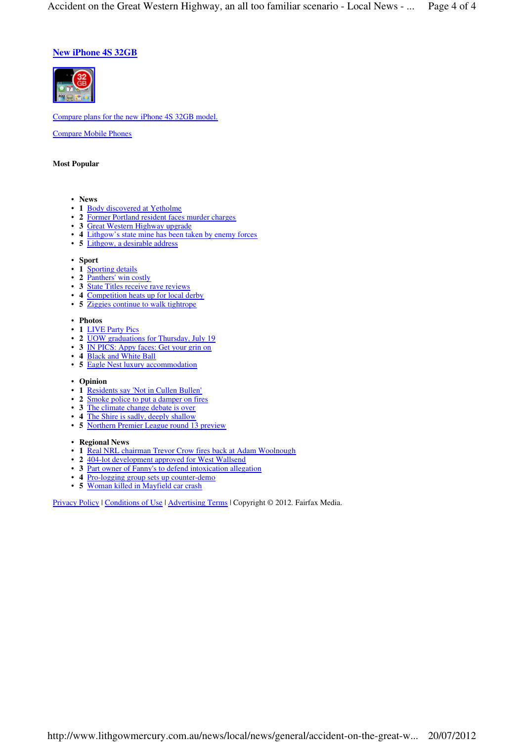### New iPhone 4S 32GB

Compare plans for the new iPhone 4S 32GB model.

Compare Mobile Phones

**Most Popular**

- **News**
- **1** Body discovered at Yetholme
- **2** Former Portland resident faces murder charges
- **3** Great Western Highway upgrade
- **4** Lithgow's state mine has been taken by enemy forces
- **5** Lithgow, a desirable address

- **Sport**
- **1** Sporting details
- **2** Panthers' win costly
- **3** State Titles receive rave reviews
- **4** Competition heats up for local derby
- **5** Ziggies continue to walk tightrope

- **Photos**
- **1** LIVE Party Pics
- **2** UOW graduations for Thursday, July 19
- **3** IN PICS: Appy faces: Get your grin on
- **4** Black and White Ball
- **5** Eagle Nest luxury accommodation

- **Opinion**
- **1** Residents say 'Not in Cullen Bullen'
- **2** Smoke police to put a damper on fires
- **3** The climate change debate is over
- **4** The Shire is sadly, deeply shallow
- **5** Northern Premier League round 13 preview

- **Regional News**
- **1** Real NRL chairman Trevor Crow fires back at Adam Woolnough
- **2** 404-lot development approved for West Wallsend
- **3** Part owner of Fanny's to defend intoxication allegation
- **4** Pro-logging group sets up counter-demo
- **5** Woman killed in Mayfield car crash

Privacy Policy | Conditions of Use | Advertising Terms | Copyright © 2012. Fairfax Media.